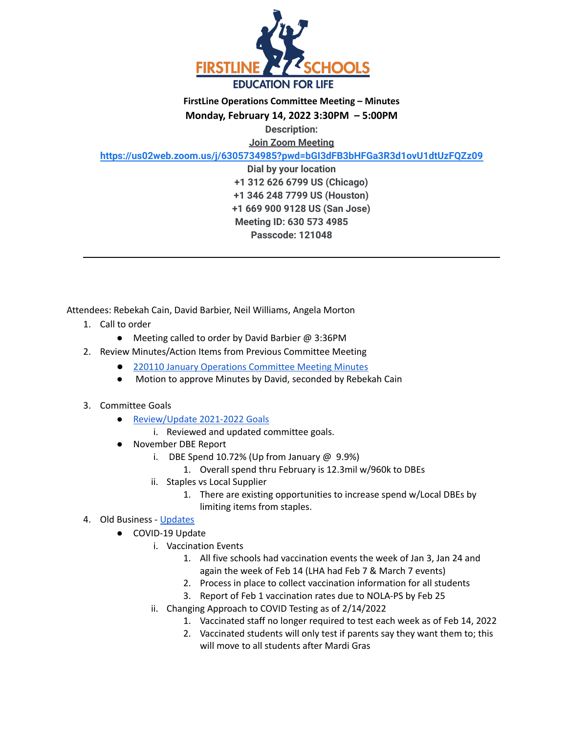**FirstLine Operations Committee Meeting – Minutes**

**Monday, February 14, 2022 3:30PM – 5:00PM**

**Description:**

**Join Zoom Meeting**

**https://us02web.zoom.us/j/6305734985?pwd=bGI3dFB3bHFGa3R3d1ovU1dtUzFQZz09**

**Dial by your location**

**+1 312 626 6799 US (Chicago)**

**+1 346 248 7799 US (Houston)**

**+1 669 900 9128 US (San Jose)**

**Meeting ID: 630 573 4985**

**Passcode: 121048**

---

Attendees: Rebekah Cain, David Barbier, Neil Williams, Angela Morton

1. Call to order
   - Meeting called to order by David Barbier @ 3:36PM
2. Review Minutes/Action Items from Previous Committee Meeting
   - 220110 January Operations Committee Meeting Minutes
   - Motion to approve Minutes by David, seconded by Rebekah Cain
3. Committee Goals
   - Review/Update 2021-2022 Goals
     i. Reviewed and updated committee goals.
   - November DBE Report
     i. DBE Spend 10.72% (Up from January @ 9.9%)
        1. Overall spend thru February is 12.3mil w/960k to DBEs
     ii. Staples vs Local Supplier
        1. There are existing opportunities to increase spend w/Local DBEs by limiting items from staples.
4. Old Business - Updates
   - COVID-19 Update
     i. Vaccination Events
        1. All five schools had vaccination events the week of Jan 3, Jan 24 and again the week of Feb 14 (LHA had Feb 7 & March 7 events)
        2. Process in place to collect vaccination information for all students
        3. Report of Feb 1 vaccination rates due to NOLA-PS by Feb 25
     ii. Changing Approach to COVID Testing as of 2/14/2022
        1. Vaccinated staff no longer required to test each week as of Feb 14, 2022
        2. Vaccinated students will only test if parents say they want them to; this will move to all students after Mardi Gras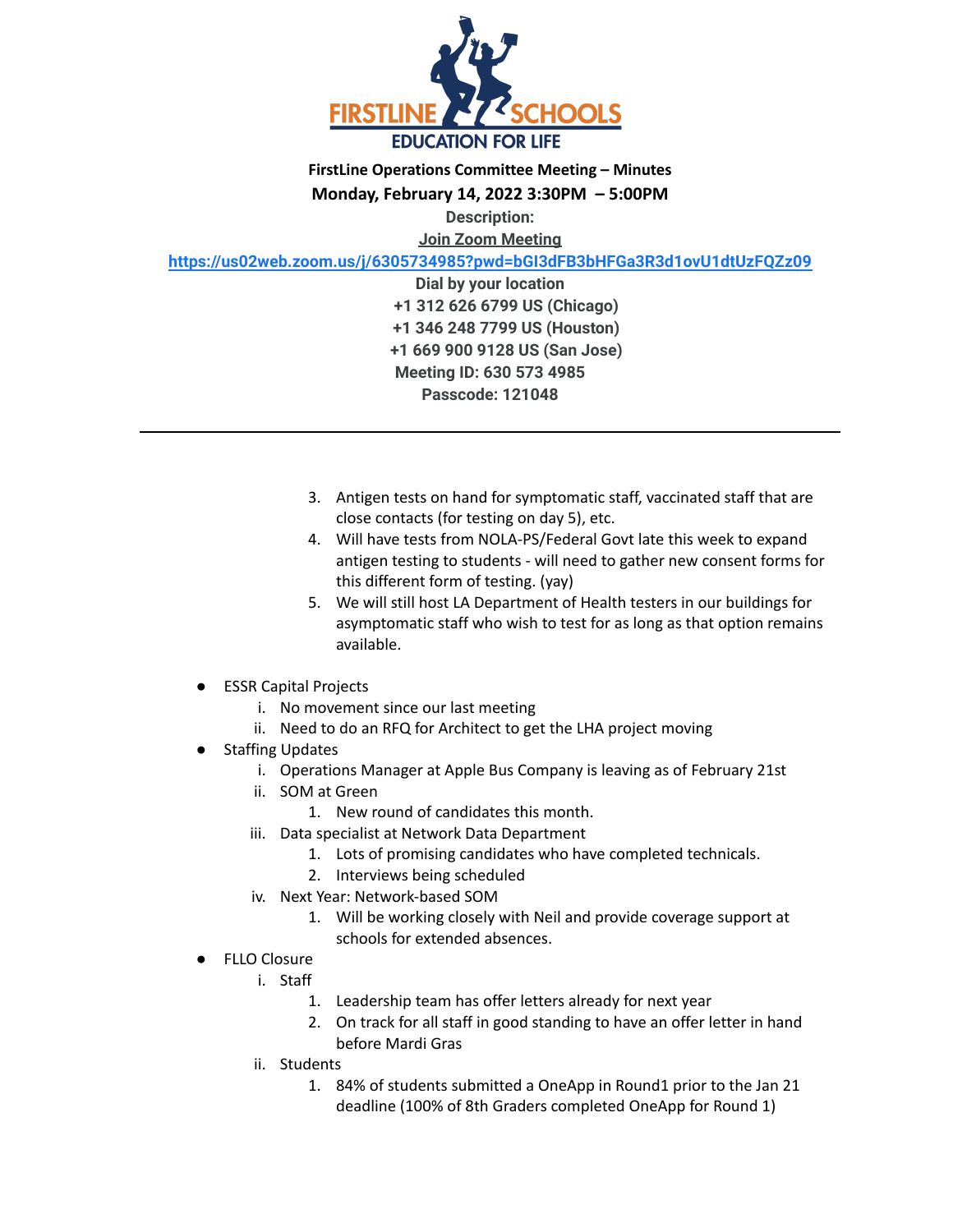**FirstLine Operations Committee Meeting – Minutes**

**Monday, February 14, 2022 3:30PM – 5:00PM**

**Description:**

**Join Zoom Meeting**

**https://us02web.zoom.us/j/6305734985?pwd=bGI3dFB3bHFGa3R3d1ovU1dtUzFQZz09**

**Dial by your location**

**+1 312 626 6799 US (Chicago)**

**+1 346 248 7799 US (Houston)**

**+1 669 900 9128 US (San Jose)**

**Meeting ID: 630 573 4985**

**Passcode: 121048**

---

3. Antigen tests on hand for symptomatic staff, vaccinated staff that are close contacts (for testing on day 5), etc.
4. Will have tests from NOLA-PS/Federal Govt late this week to expand antigen testing to students - will need to gather new consent forms for this different form of testing. (yay)
5. We will still host LA Department of Health testers in our buildings for asymptomatic staff who wish to test for as long as that option remains available.

- ESSR Capital Projects
  - i. No movement since our last meeting
  - ii. Need to do an RFQ for Architect to get the LHA project moving
- Staffing Updates
  - i. Operations Manager at Apple Bus Company is leaving as of February 21st
  - ii. SOM at Green
    1. New round of candidates this month.
  - iii. Data specialist at Network Data Department
    1. Lots of promising candidates who have completed technicals.
    2. Interviews being scheduled
  - iv. Next Year: Network-based SOM
    1. Will be working closely with Neil and provide coverage support at schools for extended absences.
- FLLO Closure
  - i. Staff
    1. Leadership team has offer letters already for next year
    2. On track for all staff in good standing to have an offer letter in hand before Mardi Gras
  - ii. Students
    1. 84% of students submitted a OneApp in Round1 prior to the Jan 21 deadline (100% of 8th Graders completed OneApp for Round 1)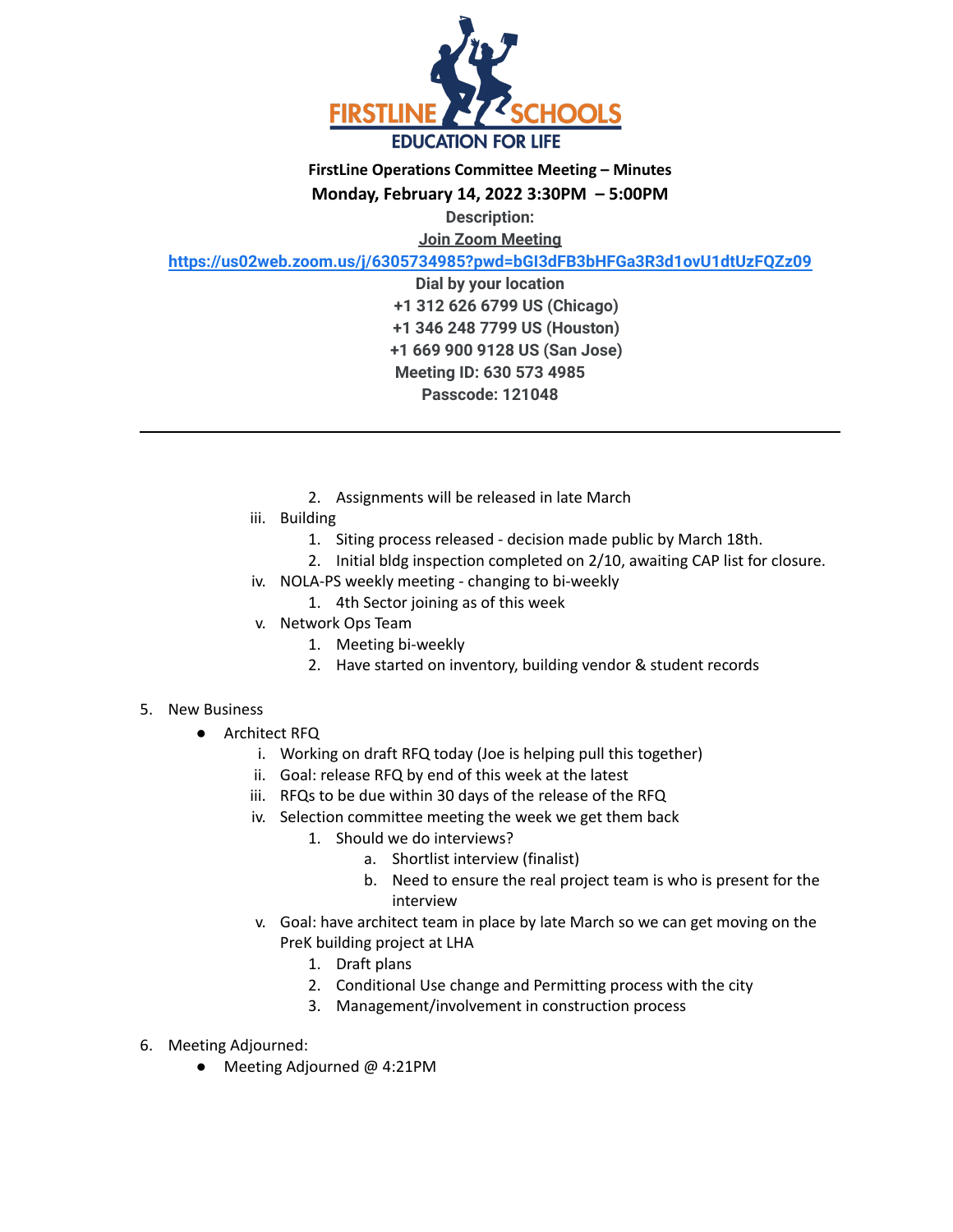**FirstLine Operations Committee Meeting – Minutes**

**Monday, February 14, 2022 3:30PM – 5:00PM**

**Description:**

**Join Zoom Meeting**

**https://us02web.zoom.us/j/6305734985?pwd=bGI3dFB3bHFGa3R3d1ovU1dtUzFQZz09**

**Dial by your location**

**+1 312 626 6799 US (Chicago)**

**+1 346 248 7799 US (Houston)**

**+1 669 900 9128 US (San Jose)**

**Meeting ID: 630 573 4985**

**Passcode: 121048**

---

        2. Assignments will be released in late March
    iii. Building
        1. Siting process released - decision made public by March 18th.
        2. Initial bldg inspection completed on 2/10, awaiting CAP list for closure.
    iv. NOLA-PS weekly meeting - changing to bi-weekly
        1. 4th Sector joining as of this week
    v. Network Ops Team
        1. Meeting bi-weekly
        2. Have started on inventory, building vendor & student records

5. New Business
    - Architect RFQ
        i. Working on draft RFQ today (Joe is helping pull this together)
        ii. Goal: release RFQ by end of this week at the latest
        iii. RFQs to be due within 30 days of the release of the RFQ
        iv. Selection committee meeting the week we get them back
            1. Should we do interviews?
                a. Shortlist interview (finalist)
                b. Need to ensure the real project team is who is present for the interview
        v. Goal: have architect team in place by late March so we can get moving on the PreK building project at LHA
            1. Draft plans
            2. Conditional Use change and Permitting process with the city
            3. Management/involvement in construction process

6. Meeting Adjourned:
    - Meeting Adjourned @ 4:21PM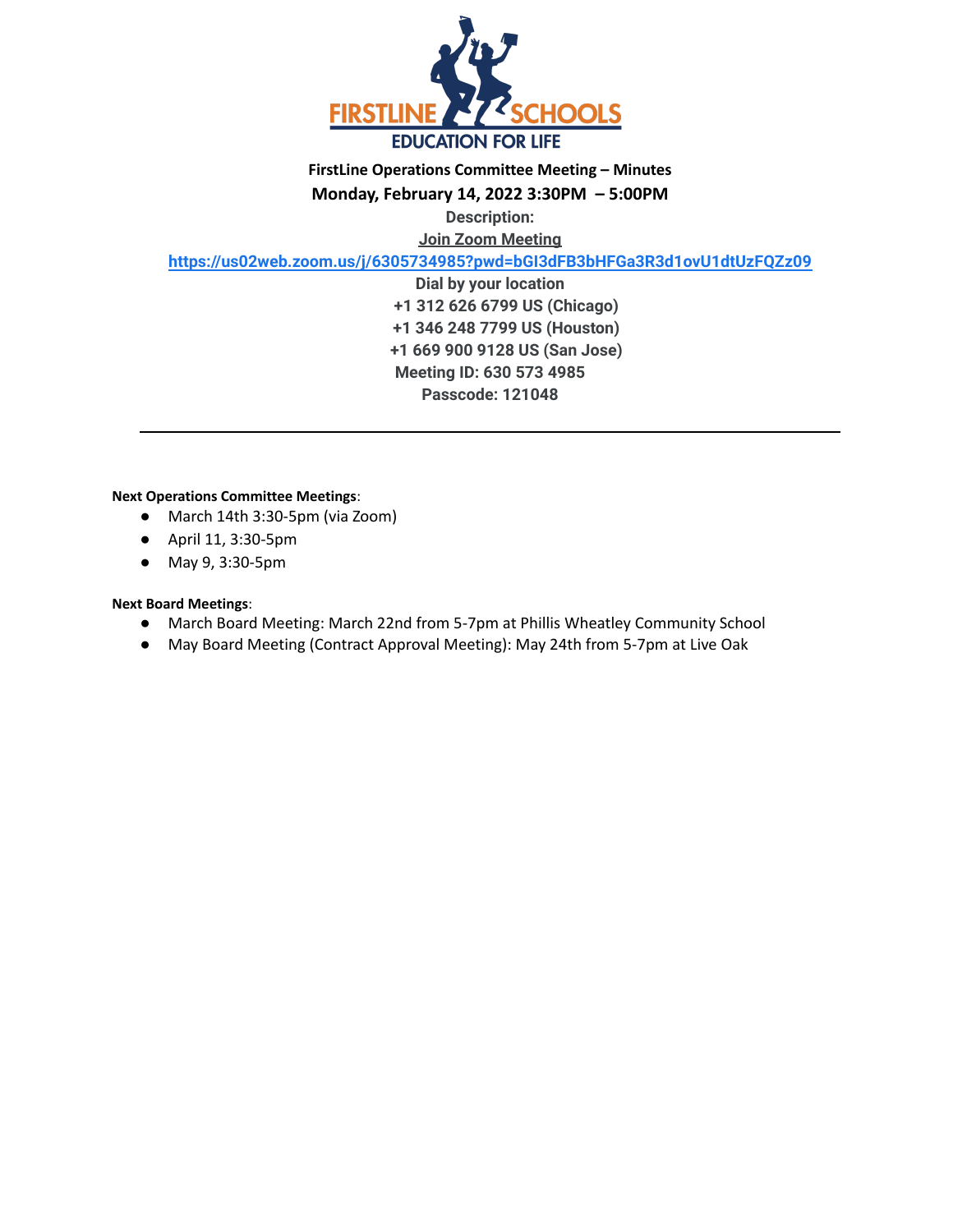FIRSTLINE SCHOOLS
EDUCATION FOR LIFE

**FirstLine Operations Committee Meeting – Minutes**

**Monday, February 14, 2022 3:30PM – 5:00PM**

**Description:**

**Join Zoom Meeting**

**https://us02web.zoom.us/j/6305734985?pwd=bGI3dFB3bHFGa3R3d1ovU1dtUzFQZz09**

**Dial by your location**

**+1 312 626 6799 US (Chicago)**

**+1 346 248 7799 US (Houston)**

**+1 669 900 9128 US (San Jose)**

**Meeting ID: 630 573 4985**

**Passcode: 121048**

---

**Next Operations Committee Meetings**:

- March 14th 3:30-5pm (via Zoom)
- April 11, 3:30-5pm
- May 9, 3:30-5pm

**Next Board Meetings**:

- March Board Meeting: March 22nd from 5-7pm at Phillis Wheatley Community School
- May Board Meeting (Contract Approval Meeting): May 24th from 5-7pm at Live Oak